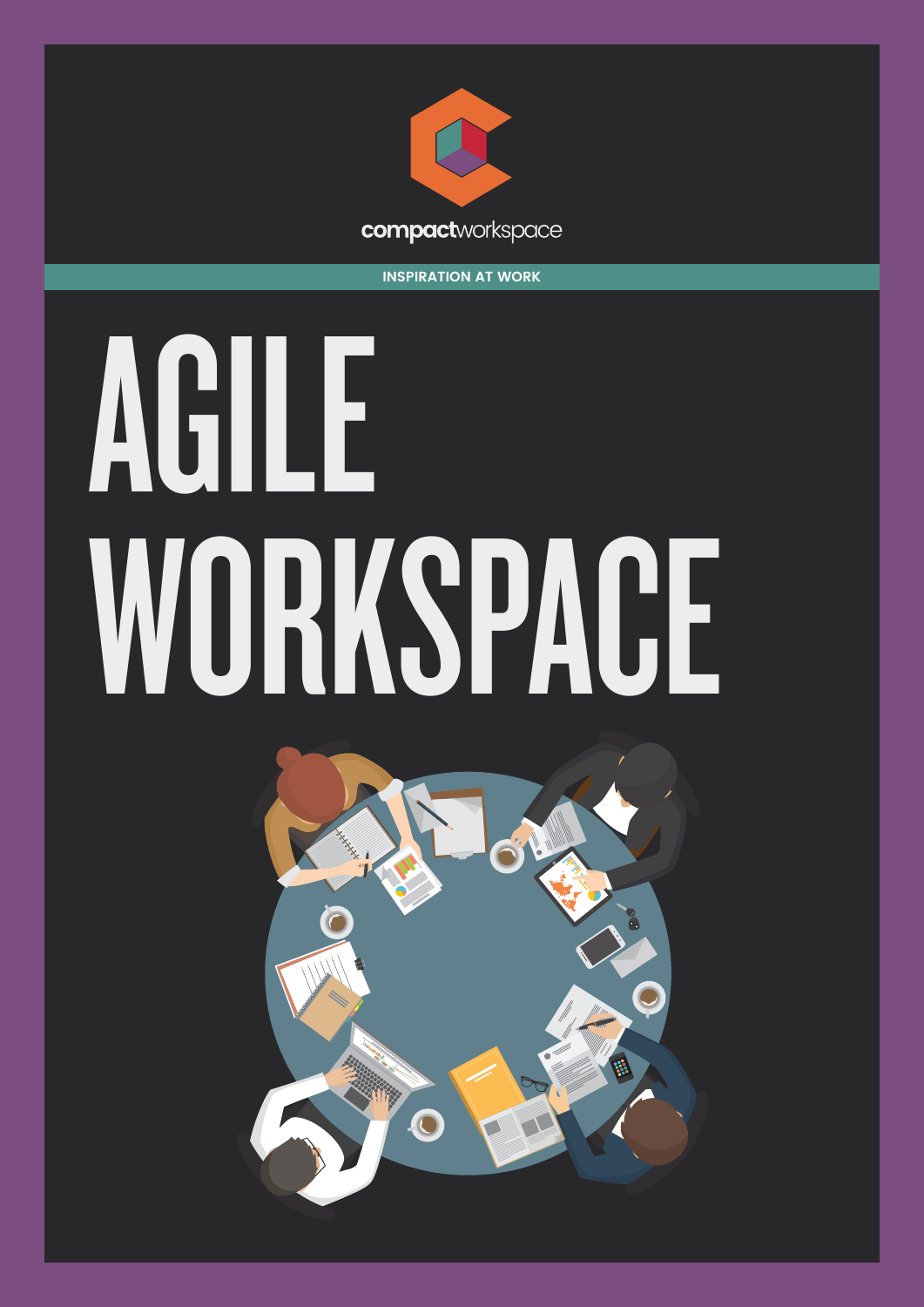compactworkspace

INSPIRATION AT WORK

# AGILE WORKSPACE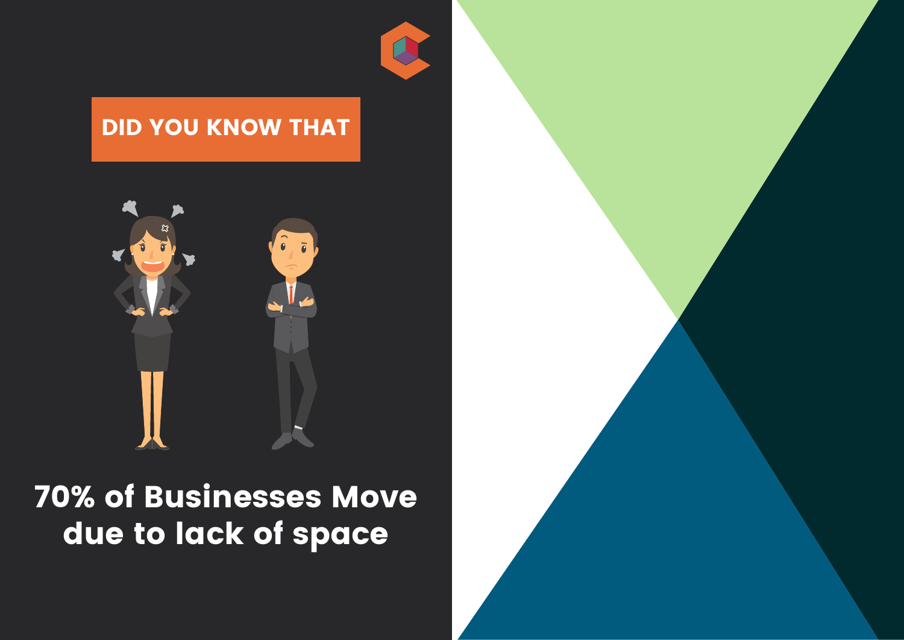DID YOU KNOW THAT

70% of Businesses Move due to lack of space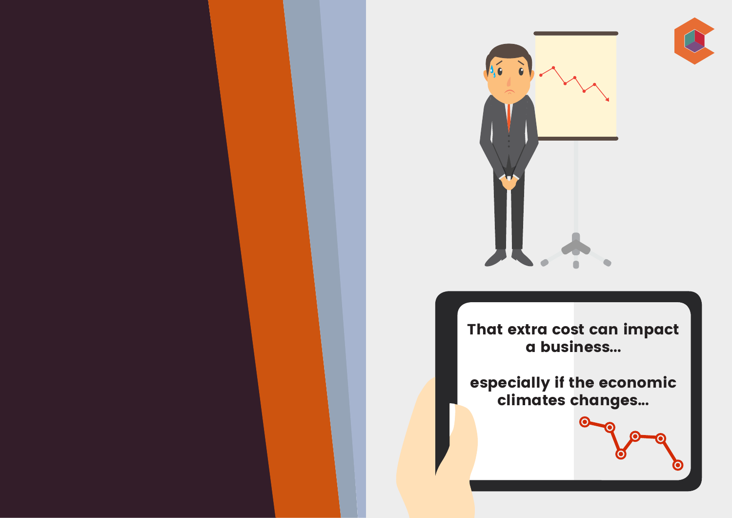That extra cost can impact a business...

especially if the economic climates changes...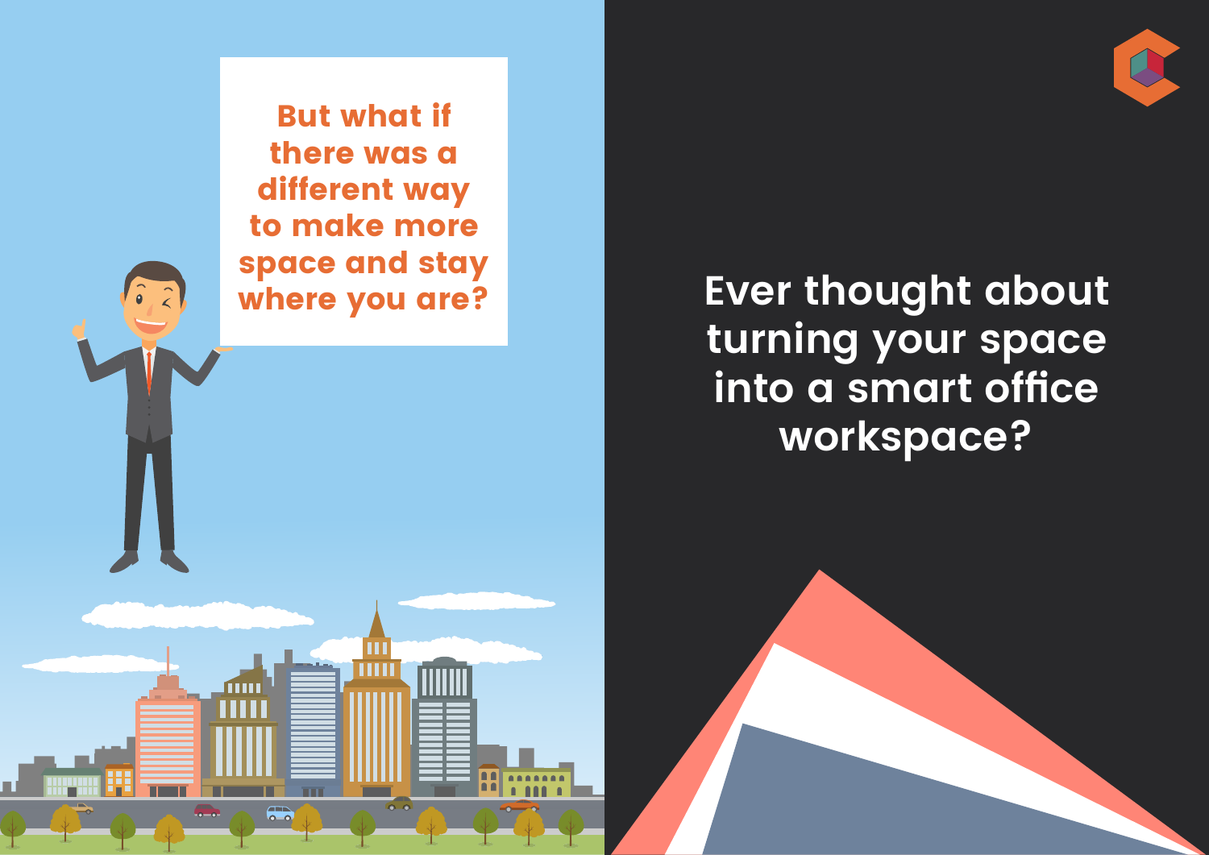But what if there was a different way to make more space and stay where you are?

Ever thought about turning your space into a smart office workspace?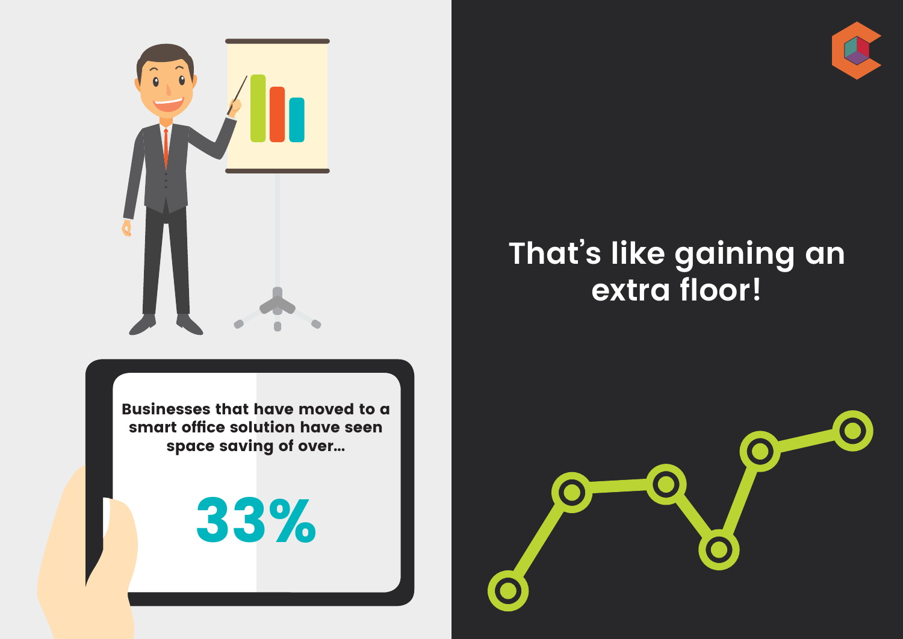Businesses that have moved to a smart office solution have seen space saving of over...

**33%**

## That's like gaining an extra floor!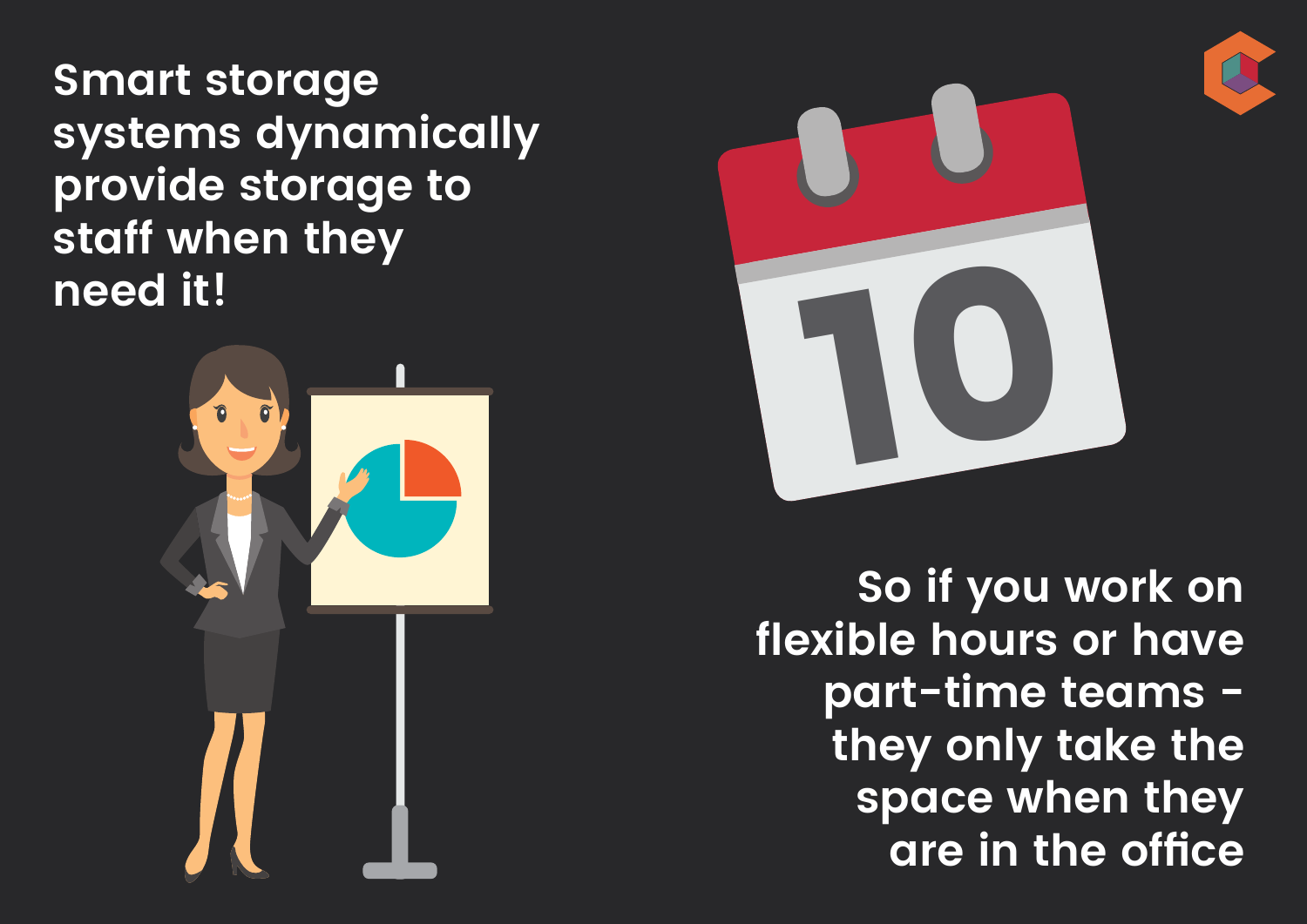Smart storage systems dynamically provide storage to staff when they need it!

10

So if you work on flexible hours or have part-time teams - they only take the space when they are in the office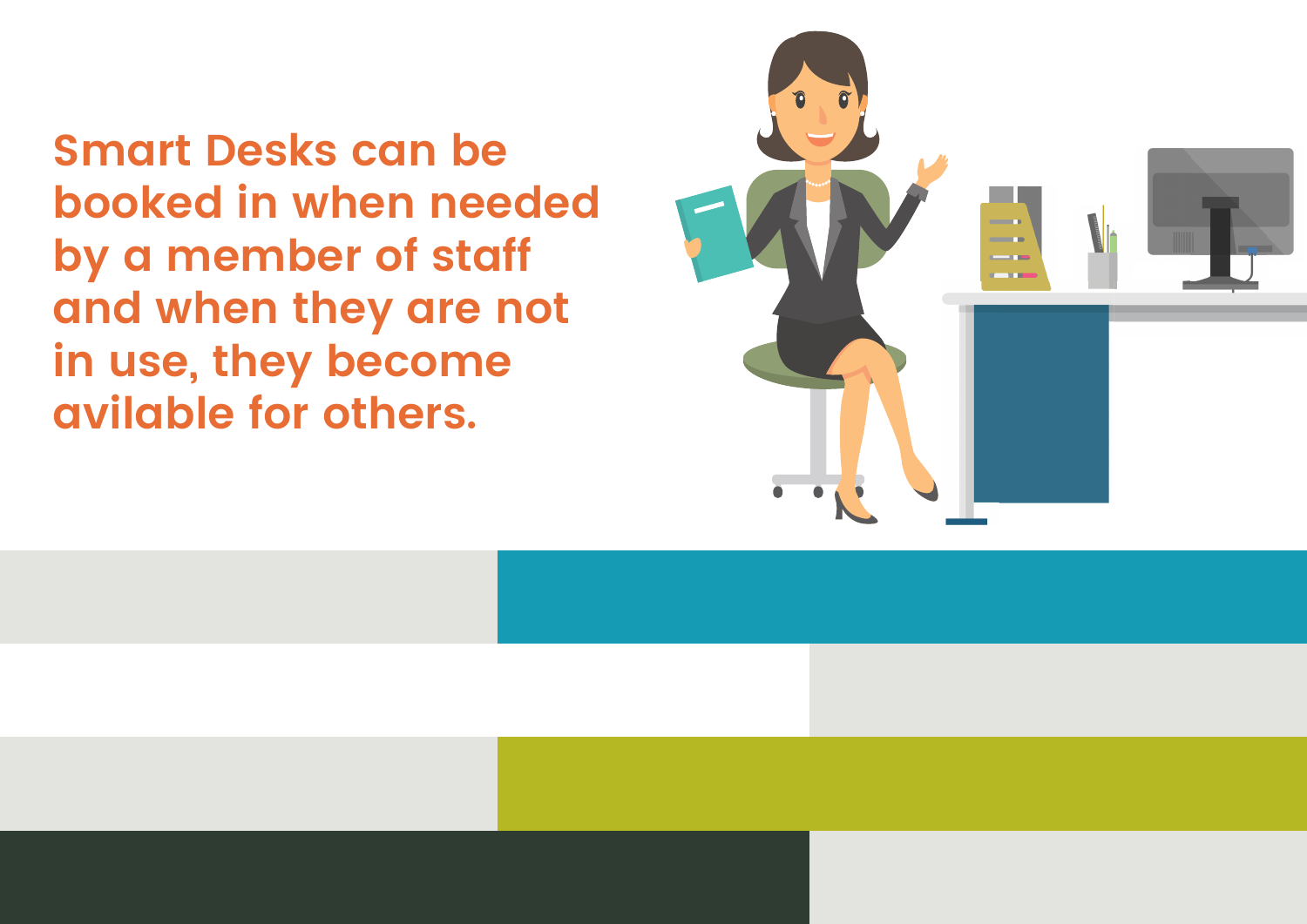Smart Desks can be booked in when needed by a member of staff and when they are not in use, they become avilable for others.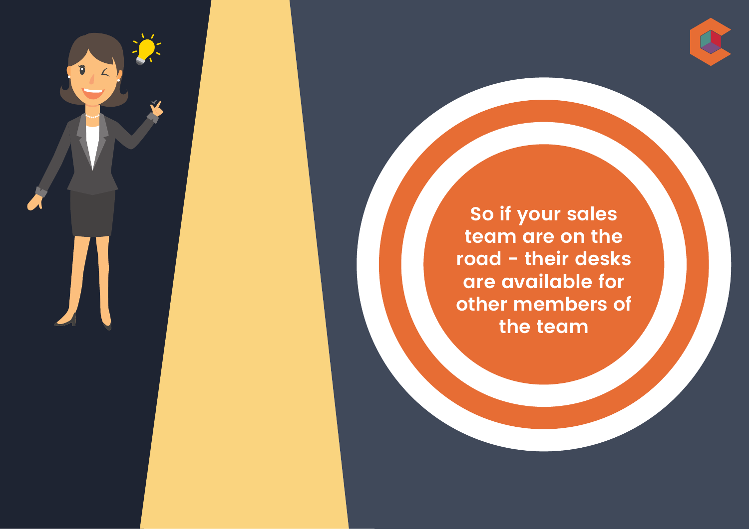So if your sales team are on the road - their desks are available for other members of the team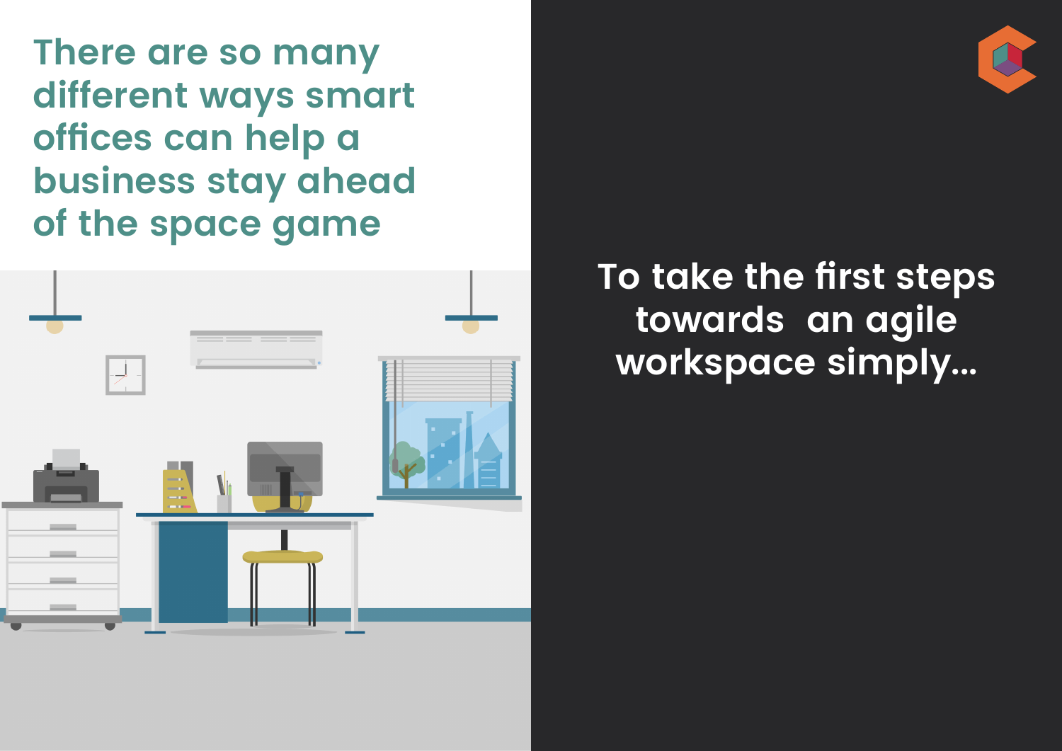## There are so many different ways smart offices can help a business stay ahead of the space game

To take the first steps towards an agile workspace simply...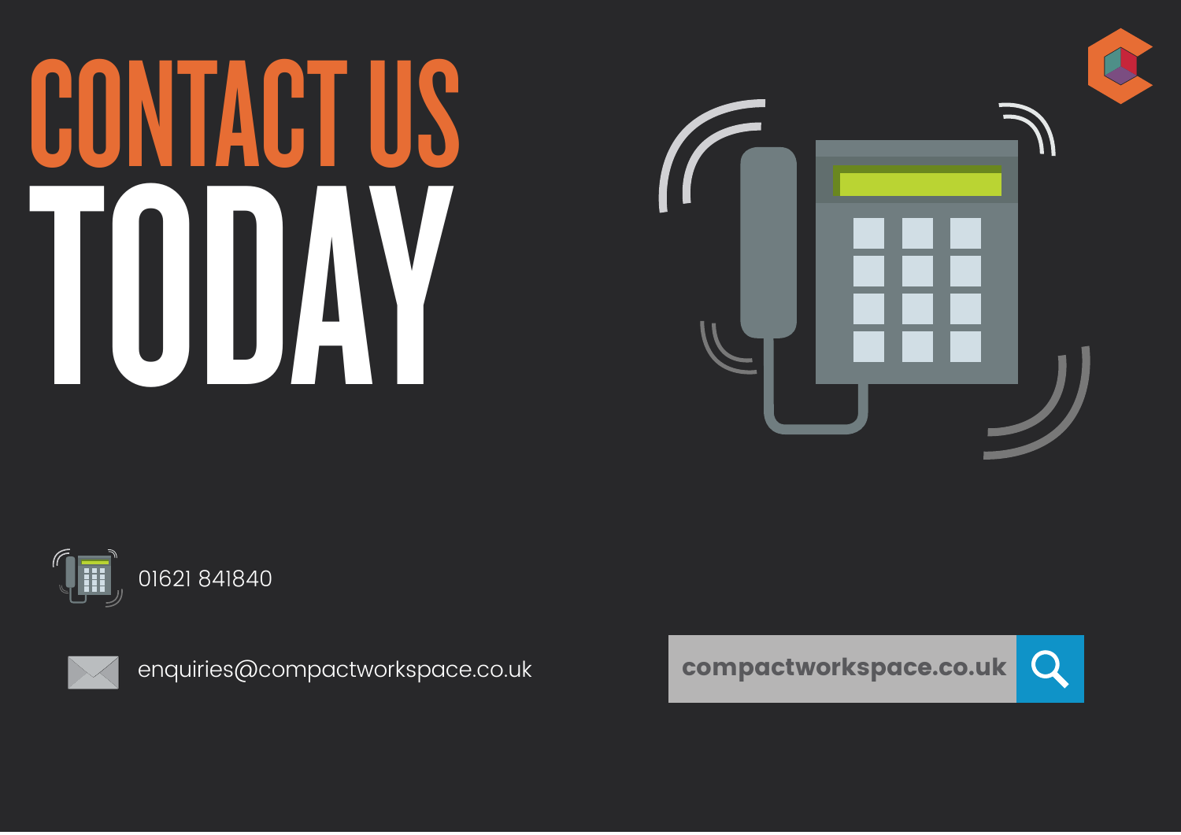# CONTACT US TODAY

01621 841840

enquiries@compactworkspace.co.uk

compactworkspace.co.uk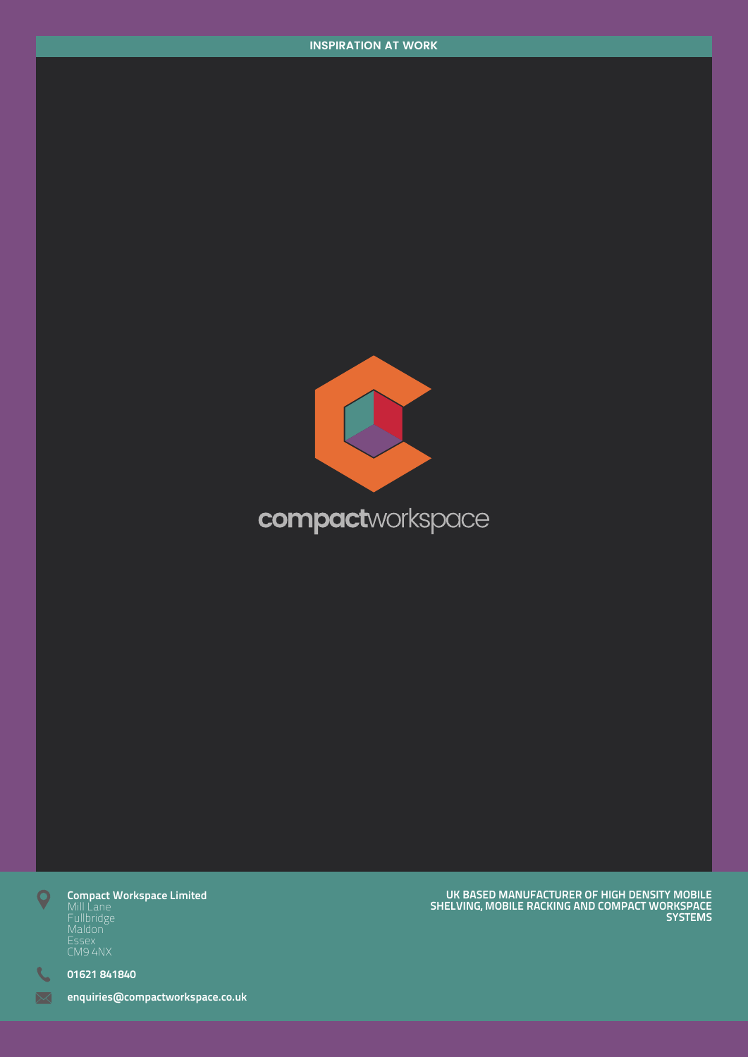INSPIRATION AT WORK

compactworkspace

**Compact Workspace Limited**
Mill Lane
Fullbridge
Maldon
Essex
CM9 4NX

**01621 841840**

**enquiries@compactworkspace.co.uk**

**UK BASED MANUFACTURER OF HIGH DENSITY MOBILE SHELVING, MOBILE RACKING AND COMPACT WORKSPACE SYSTEMS**